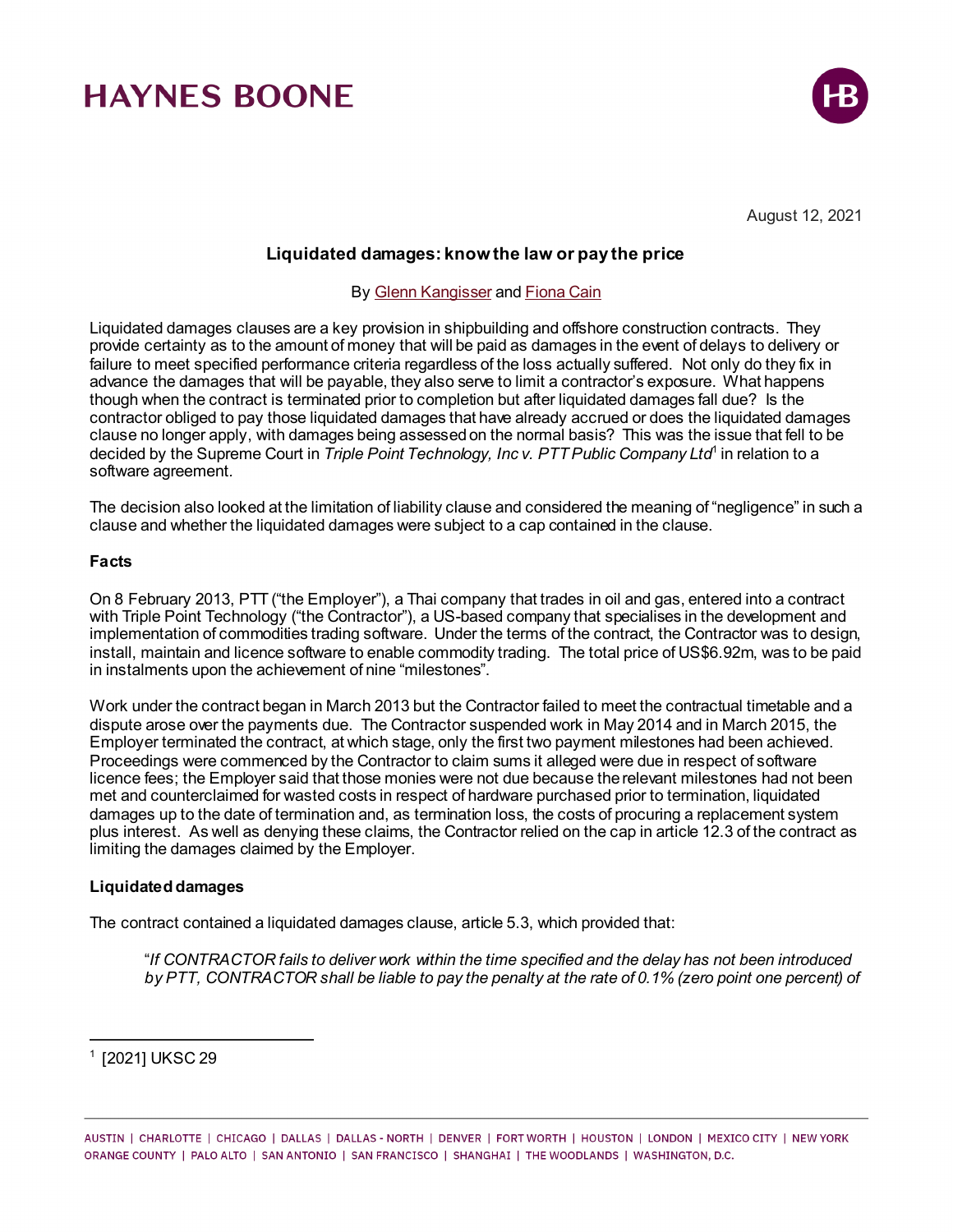# HAYNES BOONE

August 12, 2021

## Liquidated damages: know the law or pay the price

By Glenn Kangisser and Fiona Cain

Liquidated damages clauses are a key provision in shipbuilding and offshore construction contracts. They provide certainty as to the amount of money that will be paid as damages in the event of delays to delivery or failure to meet specified performance criteria regardless of the loss actually suffered. Not only do they fix in advance the damages that will be payable, they also serve to limit a contractor's exposure. What happens though when the contract is terminated prior to completion but after liquidated damages fall due? Is the contractor obliged to pay those liquidated damages that have already accrued or does the liquidated damages clause no longer apply, with damages being assessed on the normal basis? This was the issue that fell to be decided by the Supreme Court in *Triple Point Technology, Inc v. PTT Public Company Ltd*[1] in relation to a software agreement.

The decision also looked at the limitation of liability clause and considered the meaning of "negligence" in such a clause and whether the liquidated damages were subject to a cap contained in the clause.

### Facts

On 8 February 2013, PTT ("the Employer"), a Thai company that trades in oil and gas, entered into a contract with Triple Point Technology ("the Contractor"), a US-based company that specialises in the development and implementation of commodities trading software. Under the terms of the contract, the Contractor was to design, install, maintain and licence software to enable commodity trading. The total price of US$6.92m, was to be paid in instalments upon the achievement of nine "milestones".

Work under the contract began in March 2013 but the Contractor failed to meet the contractual timetable and a dispute arose over the payments due. The Contractor suspended work in May 2014 and in March 2015, the Employer terminated the contract, at which stage, only the first two payment milestones had been achieved. Proceedings were commenced by the Contractor to claim sums it alleged were due in respect of software licence fees; the Employer said that those monies were not due because the relevant milestones had not been met and counterclaimed for wasted costs in respect of hardware purchased prior to termination, liquidated damages up to the date of termination and, as termination loss, the costs of procuring a replacement system plus interest. As well as denying these claims, the Contractor relied on the cap in article 12.3 of the contract as limiting the damages claimed by the Employer.

### Liquidated damages

The contract contained a liquidated damages clause, article 5.3, which provided that:

> "*If CONTRACTOR fails to deliver work within the time specified and the delay has not been introduced by PTT, CONTRACTOR shall be liable to pay the penalty at the rate of 0.1% (zero point one percent) of*

[1] [2021] UKSC 29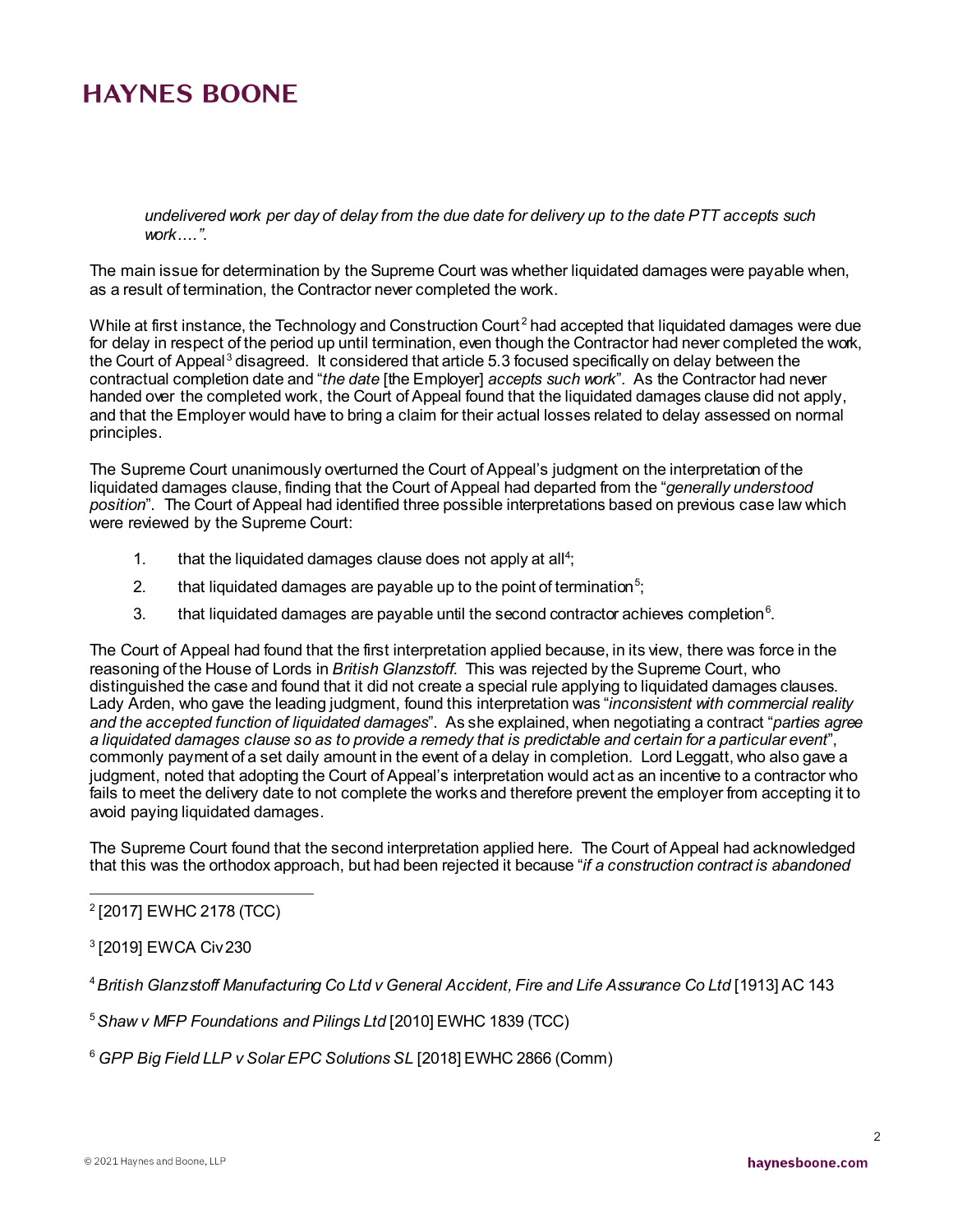*undelivered work per day of delay from the due date for delivery up to the date PTT accepts such work….".*

The main issue for determination by the Supreme Court was whether liquidated damages were payable when, as a result of termination, the Contractor never completed the work.

While at first instance, the Technology and Construction Court[2] had accepted that liquidated damages were due for delay in respect of the period up until termination, even though the Contractor had never completed the work, the Court of Appeal[3] disagreed. It considered that article 5.3 focused specifically on delay between the contractual completion date and "*the date* [the Employer] *accepts such work*". As the Contractor had never handed over the completed work, the Court of Appeal found that the liquidated damages clause did not apply, and that the Employer would have to bring a claim for their actual losses related to delay assessed on normal principles.

The Supreme Court unanimously overturned the Court of Appeal's judgment on the interpretation of the liquidated damages clause, finding that the Court of Appeal had departed from the "*generally understood position*". The Court of Appeal had identified three possible interpretations based on previous case law which were reviewed by the Supreme Court:

1. that the liquidated damages clause does not apply at all[4];
2. that liquidated damages are payable up to the point of termination[5];
3. that liquidated damages are payable until the second contractor achieves completion[6].

The Court of Appeal had found that the first interpretation applied because, in its view, there was force in the reasoning of the House of Lords in *British Glanzstoff*. This was rejected by the Supreme Court, who distinguished the case and found that it did not create a special rule applying to liquidated damages clauses. Lady Arden, who gave the leading judgment, found this interpretation was "*inconsistent with commercial reality and the accepted function of liquidated damages*". As she explained, when negotiating a contract "*parties agree a liquidated damages clause so as to provide a remedy that is predictable and certain for a particular event*", commonly payment of a set daily amount in the event of a delay in completion. Lord Leggatt, who also gave a judgment, noted that adopting the Court of Appeal's interpretation would act as an incentive to a contractor who fails to meet the delivery date to not complete the works and therefore prevent the employer from accepting it to avoid paying liquidated damages.

The Supreme Court found that the second interpretation applied here. The Court of Appeal had acknowledged that this was the orthodox approach, but had been rejected it because "*if a construction contract is abandoned*

---

[2] [2017] EWHC 2178 (TCC)

[3] [2019] EWCA Civ 230

[4] *British Glanzstoff Manufacturing Co Ltd v General Accident, Fire and Life Assurance Co Ltd* [1913] AC 143

[5] *Shaw v MFP Foundations and Pilings Ltd* [2010] EWHC 1839 (TCC)

[6] *GPP Big Field LLP v Solar EPC Solutions SL* [2018] EWHC 2866 (Comm)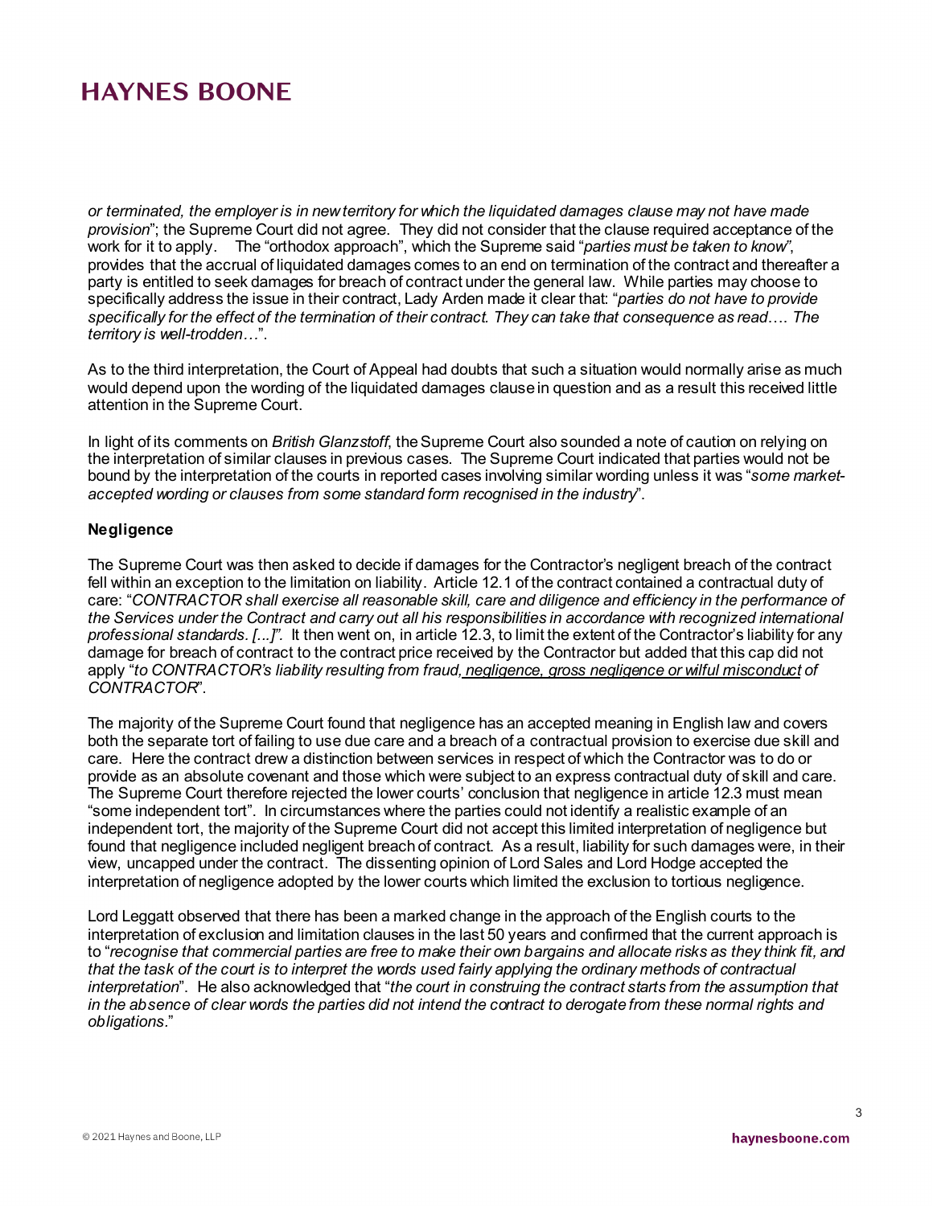*or terminated, the employer is in new territory for which the liquidated damages clause may not have made provision*"; the Supreme Court did not agree. They did not consider that the clause required acceptance of the work for it to apply. The "orthodox approach", which the Supreme said "*parties must be taken to know*", provides that the accrual of liquidated damages comes to an end on termination of the contract and thereafter a party is entitled to seek damages for breach of contract under the general law. While parties may choose to specifically address the issue in their contract, Lady Arden made it clear that: "*parties do not have to provide specifically for the effect of the termination of their contract. They can take that consequence as read…. The territory is well-trodden…*".

As to the third interpretation, the Court of Appeal had doubts that such a situation would normally arise as much would depend upon the wording of the liquidated damages clause in question and as a result this received little attention in the Supreme Court.

In light of its comments on *British Glanzstoff*, the Supreme Court also sounded a note of caution on relying on the interpretation of similar clauses in previous cases. The Supreme Court indicated that parties would not be bound by the interpretation of the courts in reported cases involving similar wording unless it was "*some market-accepted wording or clauses from some standard form recognised in the industry*".

**Negligence**

The Supreme Court was then asked to decide if damages for the Contractor's negligent breach of the contract fell within an exception to the limitation on liability. Article 12.1 of the contract contained a contractual duty of care: "*CONTRACTOR shall exercise all reasonable skill, care and diligence and efficiency in the performance of the Services under the Contract and carry out all his responsibilities in accordance with recognized international professional standards. [...]".* It then went on, in article 12.3, to limit the extent of the Contractor's liability for any damage for breach of contract to the contract price received by the Contractor but added that this cap did not apply "*to CONTRACTOR's liability resulting from fraud, <u>negligence, gross negligence or wilful misconduct</u> of CONTRACTOR*".

The majority of the Supreme Court found that negligence has an accepted meaning in English law and covers both the separate tort of failing to use due care and a breach of a contractual provision to exercise due skill and care. Here the contract drew a distinction between services in respect of which the Contractor was to do or provide as an absolute covenant and those which were subject to an express contractual duty of skill and care. The Supreme Court therefore rejected the lower courts' conclusion that negligence in article 12.3 must mean "some independent tort". In circumstances where the parties could not identify a realistic example of an independent tort, the majority of the Supreme Court did not accept this limited interpretation of negligence but found that negligence included negligent breach of contract. As a result, liability for such damages were, in their view, uncapped under the contract. The dissenting opinion of Lord Sales and Lord Hodge accepted the interpretation of negligence adopted by the lower courts which limited the exclusion to tortious negligence.

Lord Leggatt observed that there has been a marked change in the approach of the English courts to the interpretation of exclusion and limitation clauses in the last 50 years and confirmed that the current approach is to "*recognise that commercial parties are free to make their own bargains and allocate risks as they think fit, and that the task of the court is to interpret the words used fairly applying the ordinary methods of contractual interpretation*". He also acknowledged that "*the court in construing the contract starts from the assumption that in the absence of clear words the parties did not intend the contract to derogate from these normal rights and obligations*."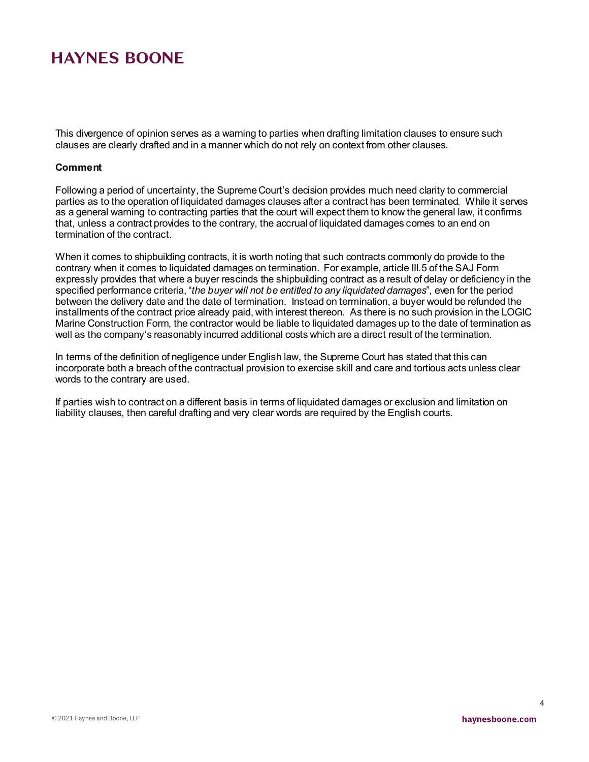This divergence of opinion serves as a warning to parties when drafting limitation clauses to ensure such clauses are clearly drafted and in a manner which do not rely on context from other clauses.

**Comment**

Following a period of uncertainty, the Supreme Court's decision provides much need clarity to commercial parties as to the operation of liquidated damages clauses after a contract has been terminated. While it serves as a general warning to contracting parties that the court will expect them to know the general law, it confirms that, unless a contract provides to the contrary, the accrual of liquidated damages comes to an end on termination of the contract.

When it comes to shipbuilding contracts, it is worth noting that such contracts commonly do provide to the contrary when it comes to liquidated damages on termination. For example, article III.5 of the SAJ Form expressly provides that where a buyer rescinds the shipbuilding contract as a result of delay or deficiency in the specified performance criteria, "*the buyer will not be entitled to any liquidated damages*", even for the period between the delivery date and the date of termination. Instead on termination, a buyer would be refunded the installments of the contract price already paid, with interest thereon. As there is no such provision in the LOGIC Marine Construction Form, the contractor would be liable to liquidated damages up to the date of termination as well as the company's reasonably incurred additional costs which are a direct result of the termination.

In terms of the definition of negligence under English law, the Supreme Court has stated that this can incorporate both a breach of the contractual provision to exercise skill and care and tortious acts unless clear words to the contrary are used.

If parties wish to contract on a different basis in terms of liquidated damages or exclusion and limitation on liability clauses, then careful drafting and very clear words are required by the English courts.